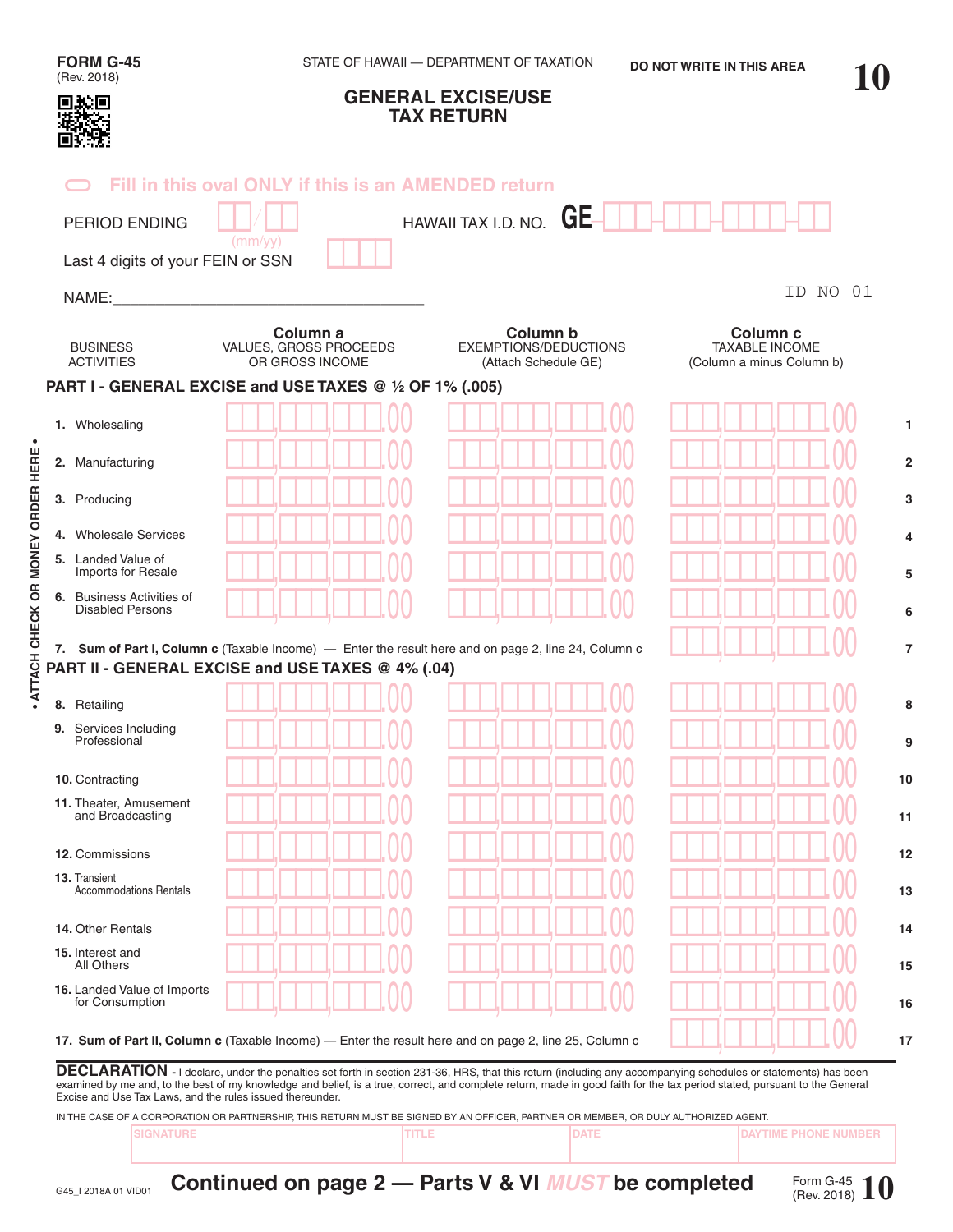FORM G-45
(Rev. 2018)

STATE OF HAWAII — DEPARTMENT OF TAXATION

DO NOT WRITE IN THIS AREA

10

# GENERAL EXCISE/USE TAX RETURN

Fill in this oval ONLY if this is an AMENDED return

PERIOD ENDING ___/___ (mm/yy)

HAWAII TAX I.D. NO. GE ___-___-___-___

Last 4 digits of your FEIN or SSN ______

NAME:________________________________

ID NO 01

| BUSINESS ACTIVITIES | Column a VALUES, GROSS PROCEEDS OR GROSS INCOME | Column b EXEMPTIONS/DEDUCTIONS (Attach Schedule GE) | Column c TAXABLE INCOME (Column a minus Column b) | |
|---|---|---|---|---|
| **PART I - GENERAL EXCISE and USE TAXES @ ½ OF 1% (.005)** | | | | |
| 1. Wholesaling | .00 | .00 | .00 | 1 |
| 2. Manufacturing | .00 | .00 | .00 | 2 |
| 3. Producing | .00 | .00 | .00 | 3 |
| 4. Wholesale Services | .00 | .00 | .00 | 4 |
| 5. Landed Value of Imports for Resale | .00 | .00 | .00 | 5 |
| 6. Business Activities of Disabled Persons | .00 | .00 | .00 | 6 |
| 7. **Sum of Part I, Column c** (Taxable Income) — Enter the result here and on page 2, line 24, Column c | | | .00 | 7 |
| **PART II - GENERAL EXCISE and USE TAXES @ 4% (.04)** | | | | |
| 8. Retailing | .00 | .00 | .00 | 8 |
| 9. Services Including Professional | .00 | .00 | .00 | 9 |
| 10. Contracting | .00 | .00 | .00 | 10 |
| 11. Theater, Amusement and Broadcasting | .00 | .00 | .00 | 11 |
| 12. Commissions | .00 | .00 | .00 | 12 |
| 13. Transient Accommodations Rentals | .00 | .00 | .00 | 13 |
| 14. Other Rentals | .00 | .00 | .00 | 14 |
| 15. Interest and All Others | .00 | .00 | .00 | 15 |
| 16. Landed Value of Imports for Consumption | .00 | .00 | .00 | 16 |
| 17. **Sum of Part II, Column c** (Taxable Income) — Enter the result here and on page 2, line 25, Column c | | | .00 | 17 |

• ATTACH CHECK OR MONEY ORDER HERE •

**DECLARATION** - I declare, under the penalties set forth in section 231-36, HRS, that this return (including any accompanying schedules or statements) has been examined by me and, to the best of my knowledge and belief, is a true, correct, and complete return, made in good faith for the tax period stated, pursuant to the General Excise and Use Tax Laws, and the rules issued thereunder.

IN THE CASE OF A CORPORATION OR PARTNERSHIP, THIS RETURN MUST BE SIGNED BY AN OFFICER, PARTNER OR MEMBER, OR DULY AUTHORIZED AGENT.

| SIGNATURE | TITLE | DATE | DAYTIME PHONE NUMBER |
|---|---|---|---|
| | | | |

G45_I 2018A 01 VID01

**Continued on page 2 — Parts V & VI *MUST* be completed**

Form G-45 (Rev. 2018) 10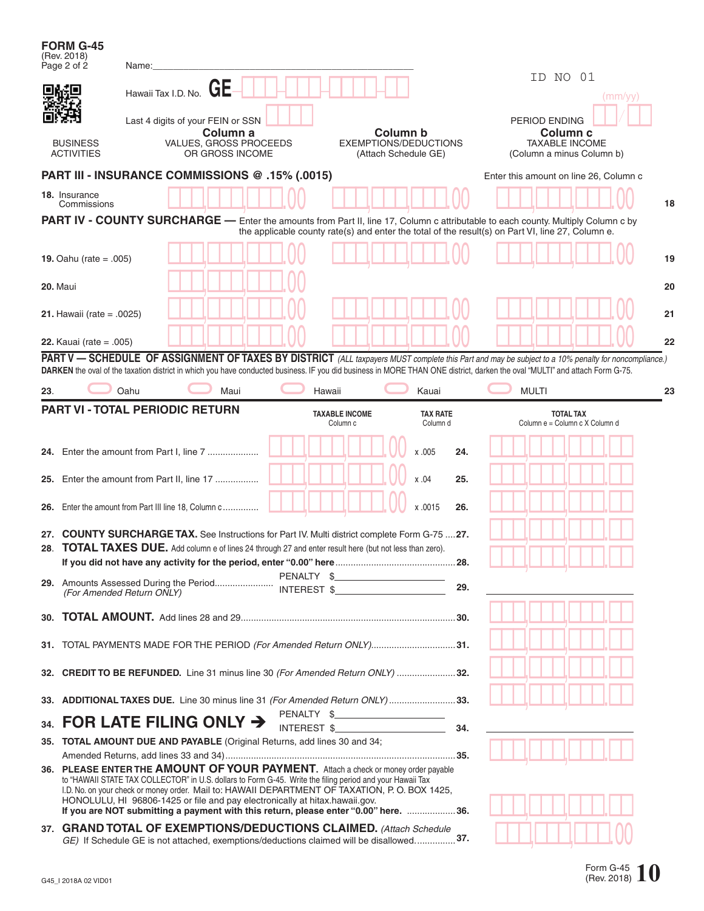**FORM G-45**
(Rev. 2018)
Page 2 of 2

Name:\_\_\_\_\_\_\_\_\_\_\_\_\_\_\_\_\_\_\_\_\_\_\_\_\_\_\_\_\_\_\_\_\_\_\_\_\_\_\_\_\_\_\_\_

ID NO 01

Hawaii Tax I.D. No. **GE**

Last 4 digits of your FEIN or SSN

PERIOD ENDING (mm/yy)

| BUSINESS ACTIVITIES | Column a VALUES, GROSS PROCEEDS OR GROSS INCOME | Column b EXEMPTIONS/DEDUCTIONS (Attach Schedule GE) | Column c TAXABLE INCOME (Column a minus Column b) | |
|---|---|---|---|---|

## PART III - INSURANCE COMMISSIONS @ .15% (.0015)

Enter this amount on line 26, Column c

| | Column a | Column b | Column c | |
|---|---|---|---|---|
| 18. Insurance Commissions | .00 | .00 | .00 | 18 |

## PART IV - COUNTY SURCHARGE — Enter the amounts from Part II, line 17, Column c attributable to each county. Multiply Column c by the applicable county rate(s) and enter the total of the result(s) on Part VI, line 27, Column e.

| | Column a | Column b | Column c | |
|---|---|---|---|---|
| 19. Oahu (rate = .005) | .00 | .00 | .00 | 19 |
| 20. Maui | .00 | | | 20 |
| 21. Hawaii (rate = .0025) | .00 | .00 | .00 | 21 |
| 22. Kauai (rate = .005) | .00 | .00 | .00 | 22 |

## PART V — SCHEDULE OF ASSIGNMENT OF TAXES BY DISTRICT *(ALL taxpayers MUST complete this Part and may be subject to a 10% penalty for noncompliance.)*

**DARKEN** the oval of the taxation district in which you have conducted business. IF you did business in MORE THAN ONE district, darken the oval "MULTI" and attach Form G-75.

23. ◯ Oahu ◯ Maui ◯ Hawaii ◯ Kauai ◯ MULTI 23

## PART VI - TOTAL PERIODIC RETURN

| | TAXABLE INCOME Column c | TAX RATE Column d | | TOTAL TAX Column e = Column c X Column d |
|---|---|---|---|---|
| 24. Enter the amount from Part I, line 7 .................... | .00 | x .005 | 24. | |
| 25. Enter the amount from Part II, line 17 ................. | .00 | x .04 | 25. | |
| 26. Enter the amount from Part III line 18, Column c ............. | .00 | x .0015 | 26. | |

27. **COUNTY SURCHARGE TAX.** See Instructions for Part IV. Multi district complete Form G-75 .... 27.

28. **TOTAL TAXES DUE.** Add column e of lines 24 through 27 and enter result here (but not less than zero). **If you did not have any activity for the period, enter "0.00" here** ............................................... 28.

29. Amounts Assessed During the Period....................... PENALTY $\_\_\_\_\_\_\_\_\_\_ INTEREST $\_\_\_\_\_\_\_\_\_\_ 29.
*(For Amended Return ONLY)*

30. **TOTAL AMOUNT.** Add lines 28 and 29................................................................................... 30.

31. TOTAL PAYMENTS MADE FOR THE PERIOD *(For Amended Return ONLY)*................................ 31.

32. **CREDIT TO BE REFUNDED.** Line 31 minus line 30 *(For Amended Return ONLY)* ....................... 32.

33. **ADDITIONAL TAXES DUE.** Line 30 minus line 31 *(For Amended Return ONLY)* .......................... 33.

34. **FOR LATE FILING ONLY ➔** PENALTY $\_\_\_\_\_\_\_\_\_\_ INTEREST $\_\_\_\_\_\_\_\_\_\_ 34.

35. **TOTAL AMOUNT DUE AND PAYABLE** (Original Returns, add lines 30 and 34; Amended Returns, add lines 33 and 34)......................................................................................... 35.

36. **PLEASE ENTER THE AMOUNT OF YOUR PAYMENT.** Attach a check or money order payable to "HAWAII STATE TAX COLLECTOR" in U.S. dollars to Form G-45. Write the filing period and your Hawaii Tax I.D. No. on your check or money order. Mail to: HAWAII DEPARTMENT OF TAXATION, P. O. BOX 1425, HONOLULU, HI 96806-1425 or file and pay electronically at hitax.hawaii.gov.
**If you are NOT submitting a payment with this return, please enter "0.00" here.** ................... 36.

37. **GRAND TOTAL OF EXEMPTIONS/DEDUCTIONS CLAIMED.** *(Attach Schedule GE)* If Schedule GE is not attached, exemptions/deductions claimed will be disallowed................ 37. .00

G45_I 2018A 02 VID01

Form G-45 (Rev. 2018) **10**